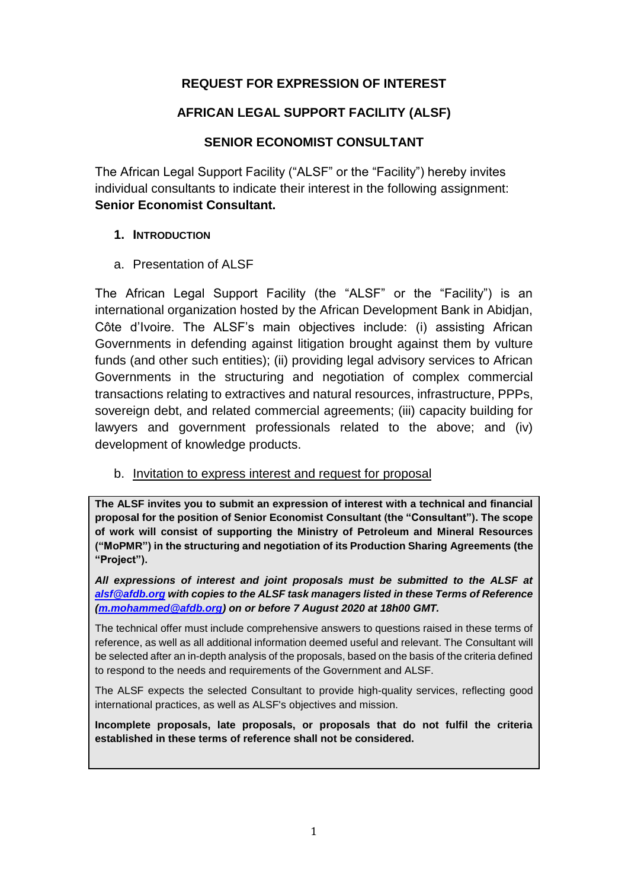# REQUEST FOR EXPRESSION OF INTEREST

# AFRICAN LEGAL SUPPORT FACILITY (ALSF)

# SENIOR ECONOMIST CONSULTANT

The African Legal Support Facility ("ALSF" or the "Facility") hereby invites individual consultants to indicate their interest in the following assignment: **Senior Economist Consultant.**

## 1. INTRODUCTION

### a. Presentation of ALSF

The African Legal Support Facility (the "ALSF" or the "Facility") is an international organization hosted by the African Development Bank in Abidjan, Côte d'Ivoire. The ALSF's main objectives include: (i) assisting African Governments in defending against litigation brought against them by vulture funds (and other such entities); (ii) providing legal advisory services to African Governments in the structuring and negotiation of complex commercial transactions relating to extractives and natural resources, infrastructure, PPPs, sovereign debt, and related commercial agreements; (iii) capacity building for lawyers and government professionals related to the above; and (iv) development of knowledge products.

### b. Invitation to express interest and request for proposal

**The ALSF invites you to submit an expression of interest with a technical and financial proposal for the position of Senior Economist Consultant (the "Consultant"). The scope of work will consist of supporting the Ministry of Petroleum and Mineral Resources ("MoPMR") in the structuring and negotiation of its Production Sharing Agreements (the "Project").**

***All expressions of interest and joint proposals must be submitted to the ALSF at alsf@afdb.org with copies to the ALSF task managers listed in these Terms of Reference (m.mohammed@afdb.org) on or before 7 August 2020 at 18h00 GMT.***

The technical offer must include comprehensive answers to questions raised in these terms of reference, as well as all additional information deemed useful and relevant. The Consultant will be selected after an in-depth analysis of the proposals, based on the basis of the criteria defined to respond to the needs and requirements of the Government and ALSF.

The ALSF expects the selected Consultant to provide high-quality services, reflecting good international practices, as well as ALSF's objectives and mission.

**Incomplete proposals, late proposals, or proposals that do not fulfil the criteria established in these terms of reference shall not be considered.**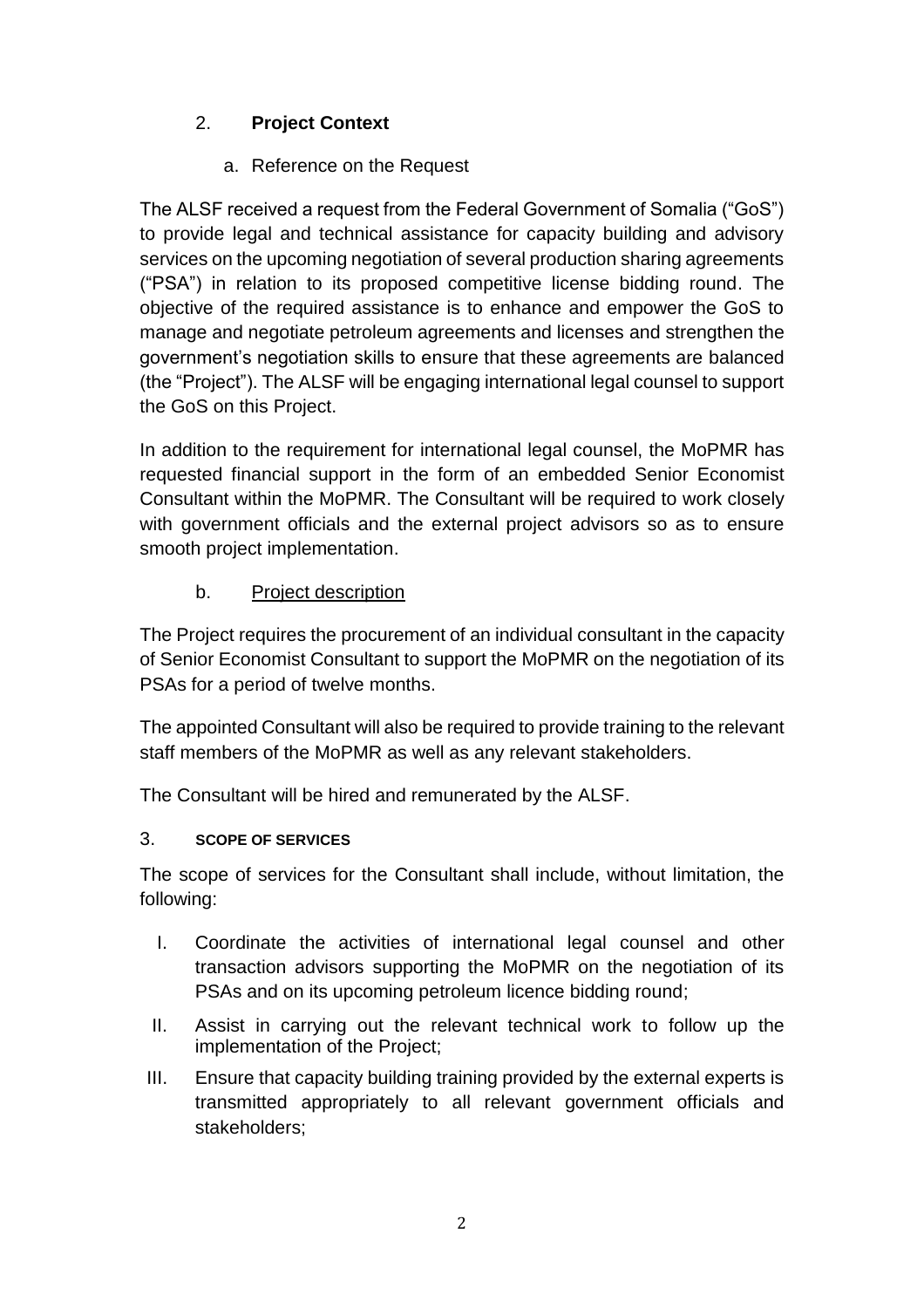## 2. **Project Context**

### a. Reference on the Request

The ALSF received a request from the Federal Government of Somalia ("GoS") to provide legal and technical assistance for capacity building and advisory services on the upcoming negotiation of several production sharing agreements ("PSA") in relation to its proposed competitive license bidding round. The objective of the required assistance is to enhance and empower the GoS to manage and negotiate petroleum agreements and licenses and strengthen the government's negotiation skills to ensure that these agreements are balanced (the "Project"). The ALSF will be engaging international legal counsel to support the GoS on this Project.

In addition to the requirement for international legal counsel, the MoPMR has requested financial support in the form of an embedded Senior Economist Consultant within the MoPMR. The Consultant will be required to work closely with government officials and the external project advisors so as to ensure smooth project implementation.

### b. Project description

The Project requires the procurement of an individual consultant in the capacity of Senior Economist Consultant to support the MoPMR on the negotiation of its PSAs for a period of twelve months.

The appointed Consultant will also be required to provide training to the relevant staff members of the MoPMR as well as any relevant stakeholders.

The Consultant will be hired and remunerated by the ALSF.

## 3. **SCOPE OF SERVICES**

The scope of services for the Consultant shall include, without limitation, the following:

I. Coordinate the activities of international legal counsel and other transaction advisors supporting the MoPMR on the negotiation of its PSAs and on its upcoming petroleum licence bidding round;

II. Assist in carrying out the relevant technical work to follow up the implementation of the Project;

III. Ensure that capacity building training provided by the external experts is transmitted appropriately to all relevant government officials and stakeholders;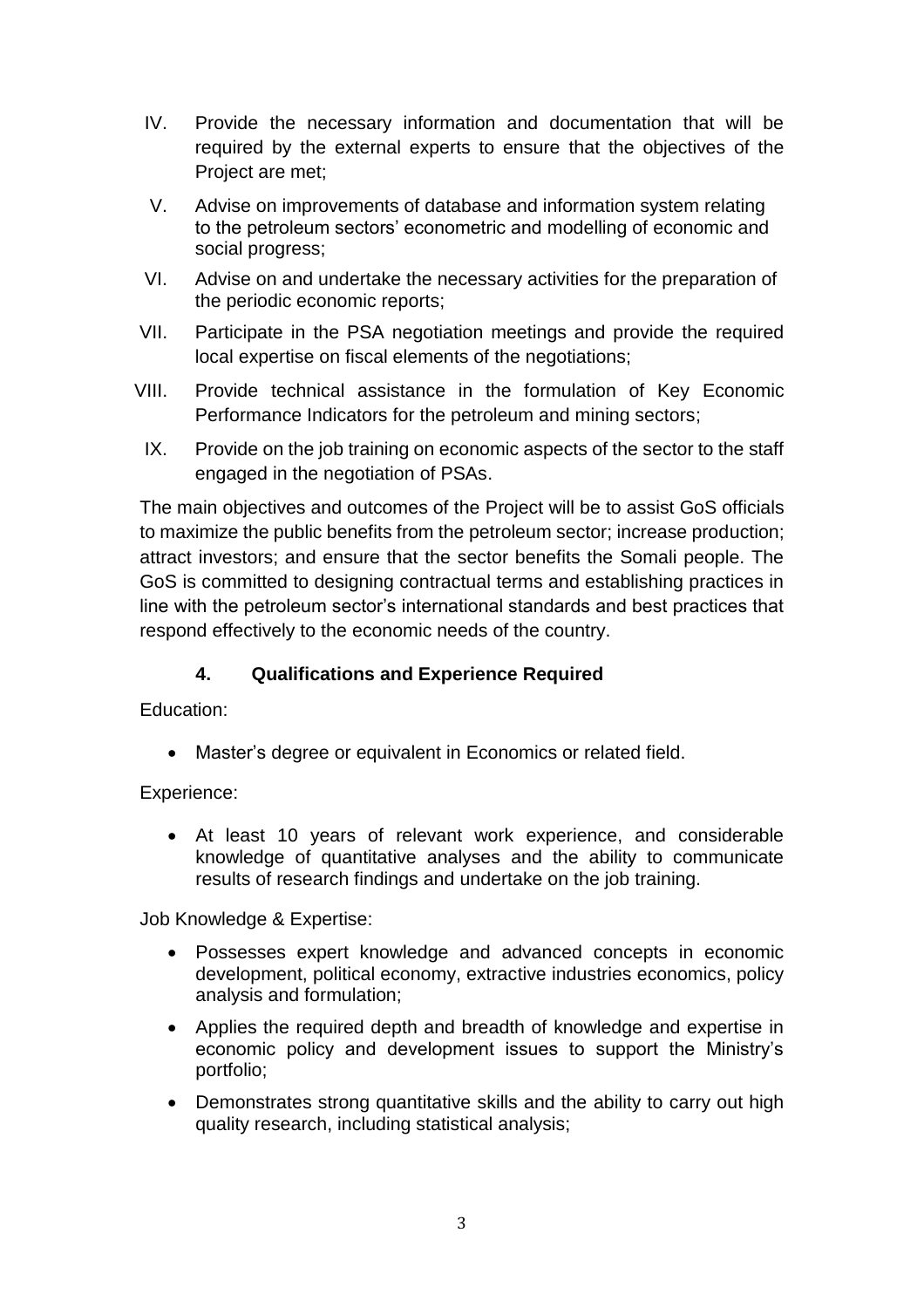IV. Provide the necessary information and documentation that will be required by the external experts to ensure that the objectives of the Project are met;

V. Advise on improvements of database and information system relating to the petroleum sectors' econometric and modelling of economic and social progress;

VI. Advise on and undertake the necessary activities for the preparation of the periodic economic reports;

VII. Participate in the PSA negotiation meetings and provide the required local expertise on fiscal elements of the negotiations;

VIII. Provide technical assistance in the formulation of Key Economic Performance Indicators for the petroleum and mining sectors;

IX. Provide on the job training on economic aspects of the sector to the staff engaged in the negotiation of PSAs.

The main objectives and outcomes of the Project will be to assist GoS officials to maximize the public benefits from the petroleum sector; increase production; attract investors; and ensure that the sector benefits the Somali people. The GoS is committed to designing contractual terms and establishing practices in line with the petroleum sector's international standards and best practices that respond effectively to the economic needs of the country.

## 4. Qualifications and Experience Required

Education:

- Master's degree or equivalent in Economics or related field.

Experience:

- At least 10 years of relevant work experience, and considerable knowledge of quantitative analyses and the ability to communicate results of research findings and undertake on the job training.

Job Knowledge & Expertise:

- Possesses expert knowledge and advanced concepts in economic development, political economy, extractive industries economics, policy analysis and formulation;
- Applies the required depth and breadth of knowledge and expertise in economic policy and development issues to support the Ministry's portfolio;
- Demonstrates strong quantitative skills and the ability to carry out high quality research, including statistical analysis;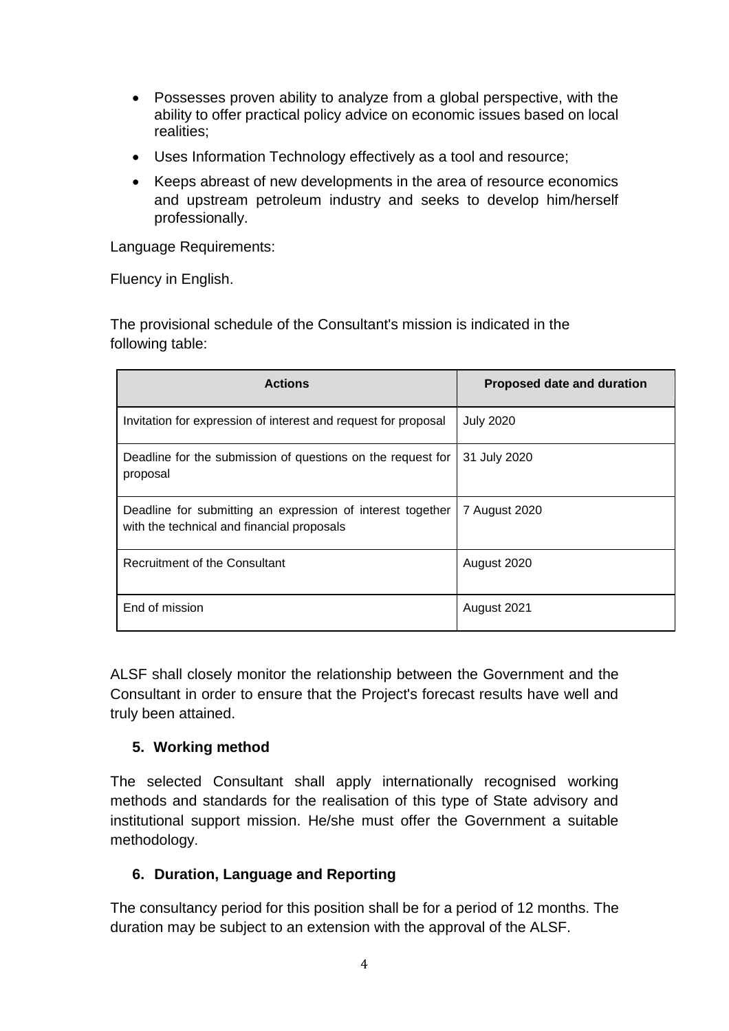- Possesses proven ability to analyze from a global perspective, with the ability to offer practical policy advice on economic issues based on local realities;
- Uses Information Technology effectively as a tool and resource;
- Keeps abreast of new developments in the area of resource economics and upstream petroleum industry and seeks to develop him/herself professionally.

Language Requirements:

Fluency in English.

The provisional schedule of the Consultant's mission is indicated in the following table:

| Actions | Proposed date and duration |
|---|---|
| Invitation for expression of interest and request for proposal | July 2020 |
| Deadline for the submission of questions on the request for proposal | 31 July 2020 |
| Deadline for submitting an expression of interest together with the technical and financial proposals | 7 August 2020 |
| Recruitment of the Consultant | August 2020 |
| End of mission | August 2021 |

ALSF shall closely monitor the relationship between the Government and the Consultant in order to ensure that the Project's forecast results have well and truly been attained.

## 5. Working method

The selected Consultant shall apply internationally recognised working methods and standards for the realisation of this type of State advisory and institutional support mission. He/she must offer the Government a suitable methodology.

## 6. Duration, Language and Reporting

The consultancy period for this position shall be for a period of 12 months. The duration may be subject to an extension with the approval of the ALSF.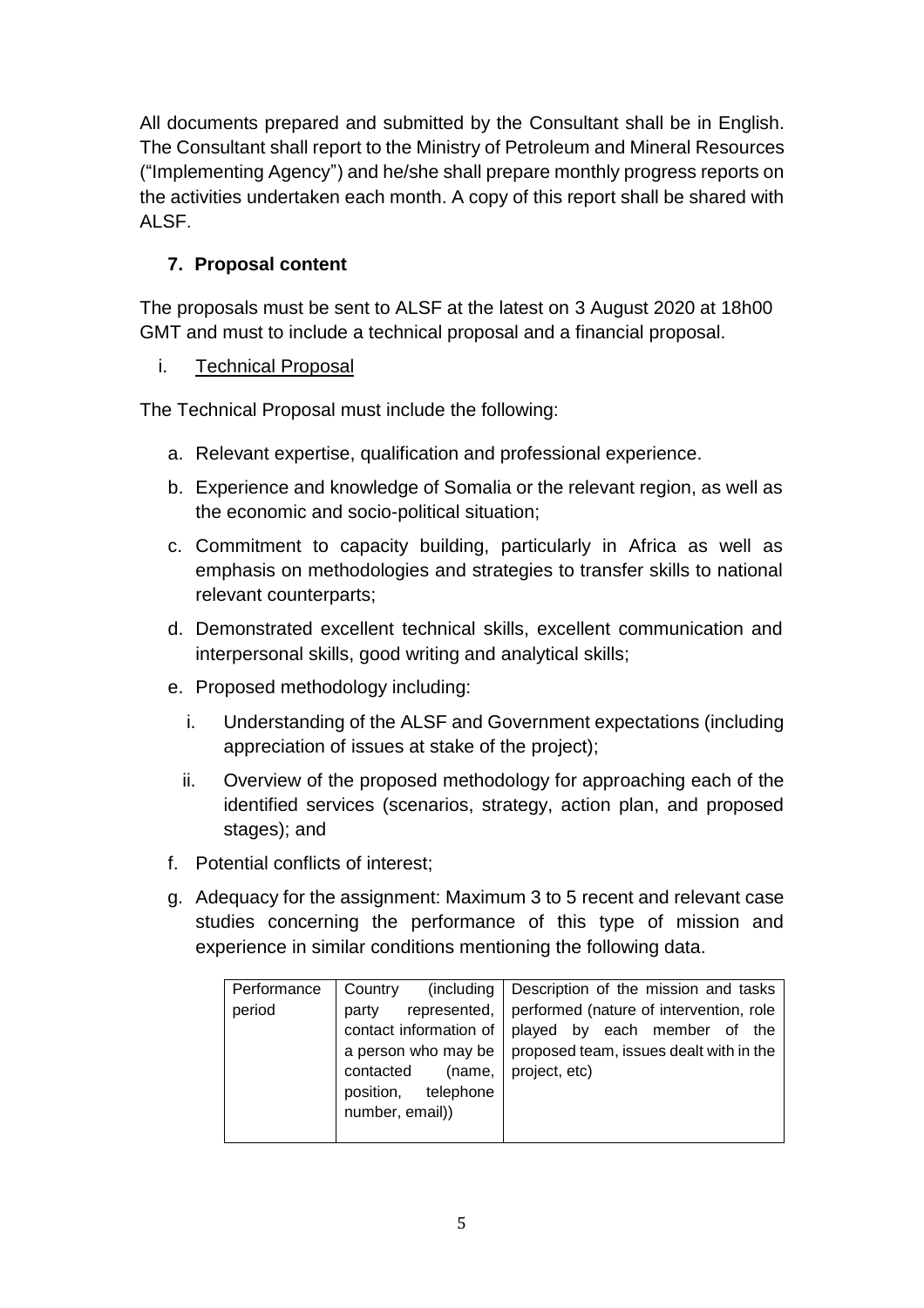All documents prepared and submitted by the Consultant shall be in English. The Consultant shall report to the Ministry of Petroleum and Mineral Resources ("Implementing Agency") and he/she shall prepare monthly progress reports on the activities undertaken each month. A copy of this report shall be shared with ALSF.

## 7. Proposal content

The proposals must be sent to ALSF at the latest on 3 August 2020 at 18h00 GMT and must to include a technical proposal and a financial proposal.

i. Technical Proposal

The Technical Proposal must include the following:

a. Relevant expertise, qualification and professional experience.
b. Experience and knowledge of Somalia or the relevant region, as well as the economic and socio-political situation;
c. Commitment to capacity building, particularly in Africa as well as emphasis on methodologies and strategies to transfer skills to national relevant counterparts;
d. Demonstrated excellent technical skills, excellent communication and interpersonal skills, good writing and analytical skills;
e. Proposed methodology including:
   i. Understanding of the ALSF and Government expectations (including appreciation of issues at stake of the project);
   ii. Overview of the proposed methodology for approaching each of the identified services (scenarios, strategy, action plan, and proposed stages); and
f. Potential conflicts of interest;
g. Adequacy for the assignment: Maximum 3 to 5 recent and relevant case studies concerning the performance of this type of mission and experience in similar conditions mentioning the following data.

| Performance period | Country (including party represented, contact information of a person who may be contacted (name, position, telephone number, email)) | Description of the mission and tasks performed (nature of intervention, role played by each member of the proposed team, issues dealt with in the project, etc) |
|---|---|---|
| | | |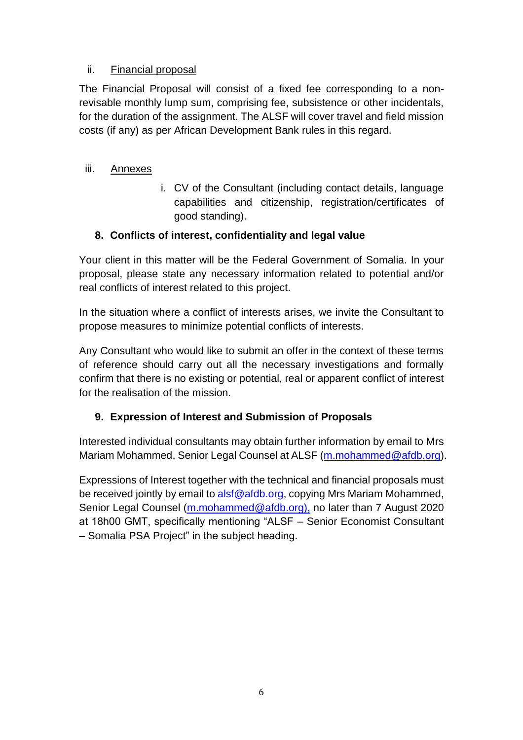ii. Financial proposal

The Financial Proposal will consist of a fixed fee corresponding to a non-revisable monthly lump sum, comprising fee, subsistence or other incidentals, for the duration of the assignment. The ALSF will cover travel and field mission costs (if any) as per African Development Bank rules in this regard.

iii. Annexes

i. CV of the Consultant (including contact details, language capabilities and citizenship, registration/certificates of good standing).

## 8. Conflicts of interest, confidentiality and legal value

Your client in this matter will be the Federal Government of Somalia. In your proposal, please state any necessary information related to potential and/or real conflicts of interest related to this project.

In the situation where a conflict of interests arises, we invite the Consultant to propose measures to minimize potential conflicts of interests.

Any Consultant who would like to submit an offer in the context of these terms of reference should carry out all the necessary investigations and formally confirm that there is no existing or potential, real or apparent conflict of interest for the realisation of the mission.

## 9. Expression of Interest and Submission of Proposals

Interested individual consultants may obtain further information by email to Mrs Mariam Mohammed, Senior Legal Counsel at ALSF (m.mohammed@afdb.org).

Expressions of Interest together with the technical and financial proposals must be received jointly by email to alsf@afdb.org, copying Mrs Mariam Mohammed, Senior Legal Counsel (m.mohammed@afdb.org), no later than 7 August 2020 at 18h00 GMT, specifically mentioning "ALSF – Senior Economist Consultant – Somalia PSA Project" in the subject heading.